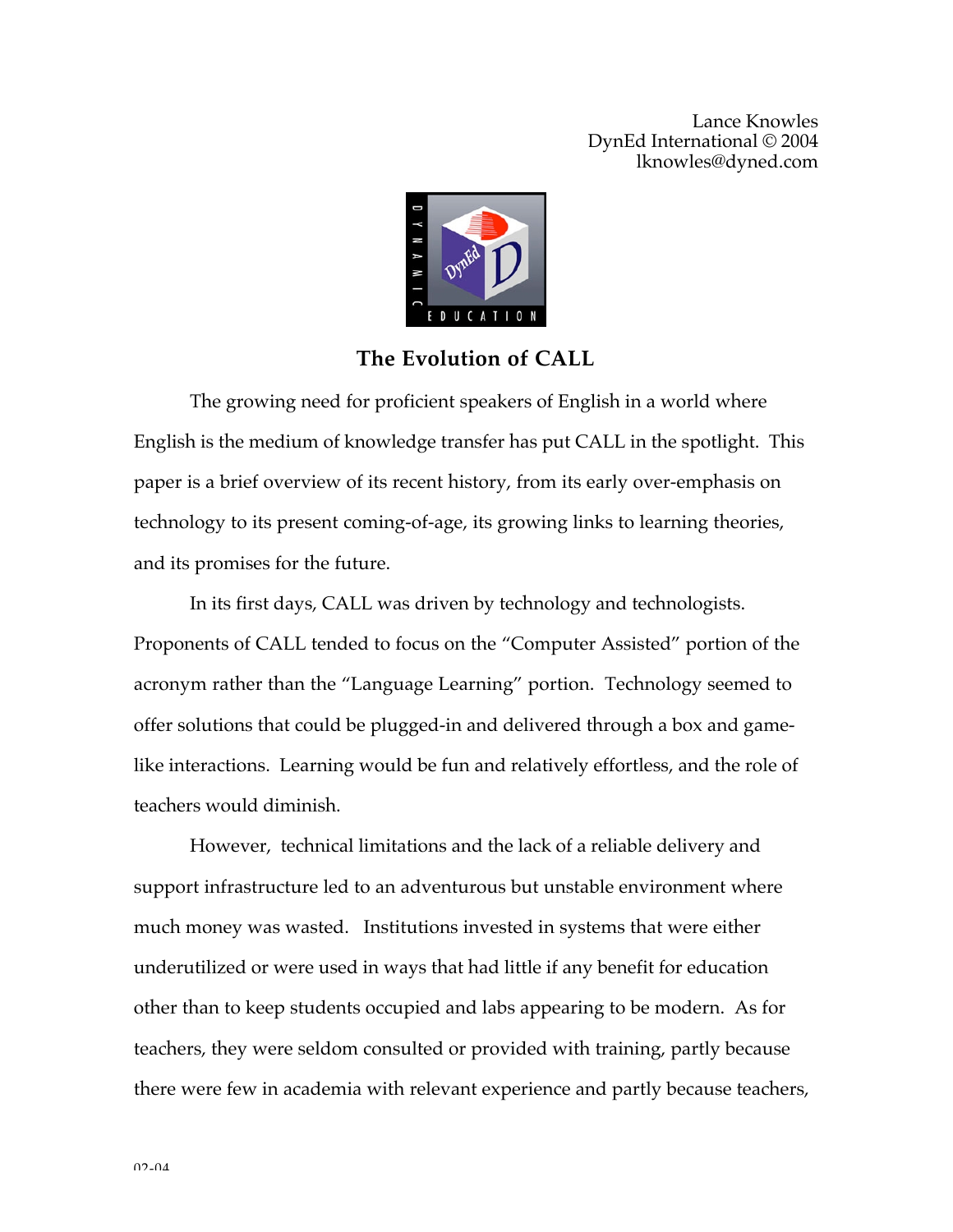Lance Knowles
DynEd International © 2004
lknowles@dyned.com

# The Evolution of CALL

The growing need for proficient speakers of English in a world where English is the medium of knowledge transfer has put CALL in the spotlight. This paper is a brief overview of its recent history, from its early over-emphasis on technology to its present coming-of-age, its growing links to learning theories, and its promises for the future.

In its first days, CALL was driven by technology and technologists. Proponents of CALL tended to focus on the "Computer Assisted" portion of the acronym rather than the "Language Learning" portion. Technology seemed to offer solutions that could be plugged-in and delivered through a box and game-like interactions. Learning would be fun and relatively effortless, and the role of teachers would diminish.

However, technical limitations and the lack of a reliable delivery and support infrastructure led to an adventurous but unstable environment where much money was wasted. Institutions invested in systems that were either underutilized or were used in ways that had little if any benefit for education other than to keep students occupied and labs appearing to be modern. As for teachers, they were seldom consulted or provided with training, partly because there were few in academia with relevant experience and partly because teachers,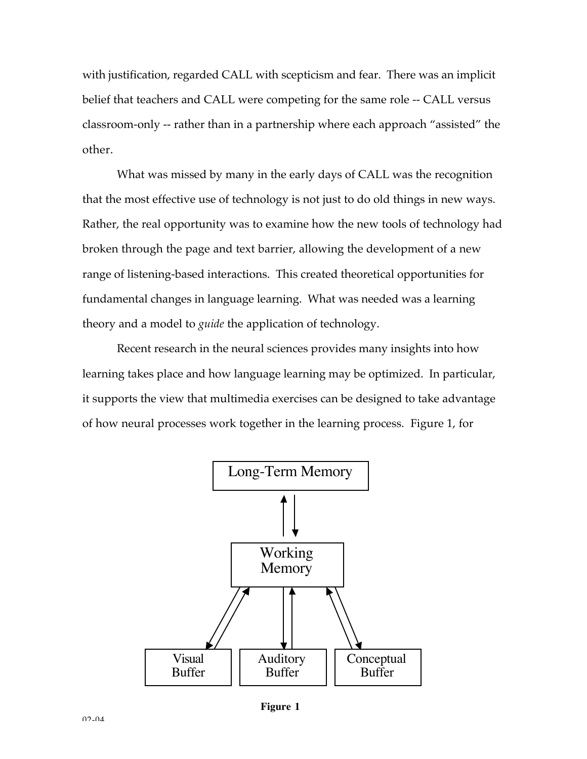with justification, regarded CALL with scepticism and fear. There was an implicit belief that teachers and CALL were competing for the same role -- CALL versus classroom-only -- rather than in a partnership where each approach "assisted" the other.

What was missed by many in the early days of CALL was the recognition that the most effective use of technology is not just to do old things in new ways. Rather, the real opportunity was to examine how the new tools of technology had broken through the page and text barrier, allowing the development of a new range of listening-based interactions. This created theoretical opportunities for fundamental changes in language learning. What was needed was a learning theory and a model to *guide* the application of technology.

Recent research in the neural sciences provides many insights into how learning takes place and how language learning may be optimized. In particular, it supports the view that multimedia exercises can be designed to take advantage of how neural processes work together in the learning process. Figure 1, for

Long-Term Memory

Working Memory

Visual Buffer | Auditory Buffer | Conceptual Buffer

**Figure 1**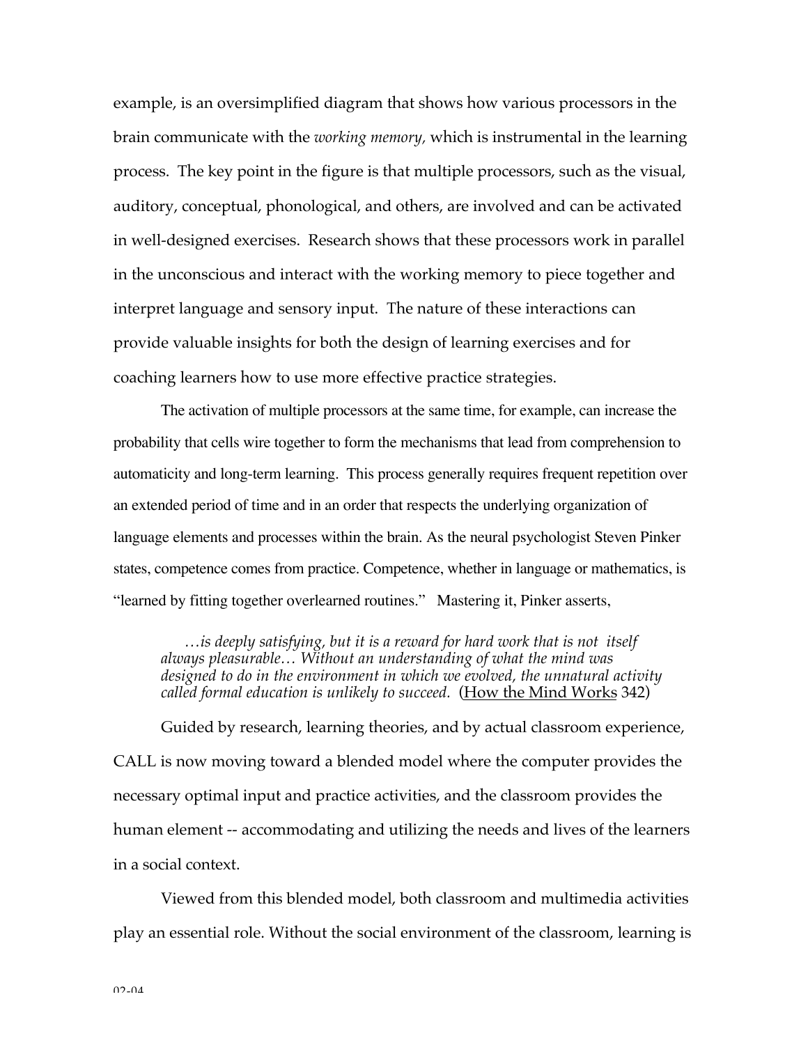example, is an oversimplified diagram that shows how various processors in the brain communicate with the *working memory,* which is instrumental in the learning process. The key point in the figure is that multiple processors, such as the visual, auditory, conceptual, phonological, and others, are involved and can be activated in well-designed exercises. Research shows that these processors work in parallel in the unconscious and interact with the working memory to piece together and interpret language and sensory input. The nature of these interactions can provide valuable insights for both the design of learning exercises and for coaching learners how to use more effective practice strategies.

The activation of multiple processors at the same time, for example, can increase the probability that cells wire together to form the mechanisms that lead from comprehension to automaticity and long-term learning. This process generally requires frequent repetition over an extended period of time and in an order that respects the underlying organization of language elements and processes within the brain. As the neural psychologist Steven Pinker states, competence comes from practice. Competence, whether in language or mathematics, is "learned by fitting together overlearned routines." Mastering it, Pinker asserts,

> *…is deeply satisfying, but it is a reward for hard work that is not itself always pleasurable… Without an understanding of what the mind was designed to do in the environment in which we evolved, the unnatural activity called formal education is unlikely to succeed.* (How the Mind Works 342)

Guided by research, learning theories, and by actual classroom experience, CALL is now moving toward a blended model where the computer provides the necessary optimal input and practice activities, and the classroom provides the human element -- accommodating and utilizing the needs and lives of the learners in a social context.

Viewed from this blended model, both classroom and multimedia activities play an essential role. Without the social environment of the classroom, learning is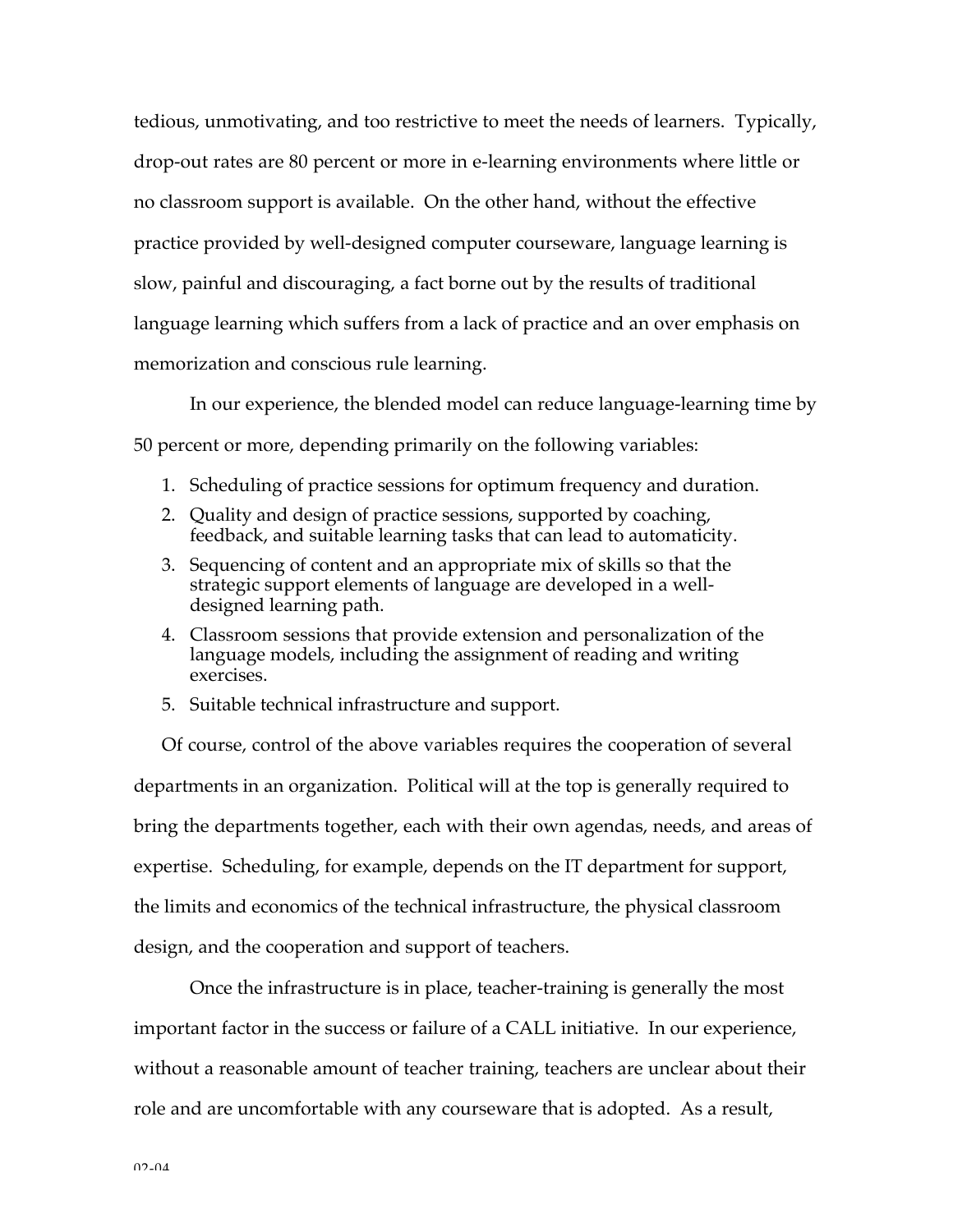tedious, unmotivating, and too restrictive to meet the needs of learners. Typically, drop-out rates are 80 percent or more in e-learning environments where little or no classroom support is available. On the other hand, without the effective practice provided by well-designed computer courseware, language learning is slow, painful and discouraging, a fact borne out by the results of traditional language learning which suffers from a lack of practice and an over emphasis on memorization and conscious rule learning.

In our experience, the blended model can reduce language-learning time by 50 percent or more, depending primarily on the following variables:

1. Scheduling of practice sessions for optimum frequency and duration.
2. Quality and design of practice sessions, supported by coaching, feedback, and suitable learning tasks that can lead to automaticity.
3. Sequencing of content and an appropriate mix of skills so that the strategic support elements of language are developed in a well-designed learning path.
4. Classroom sessions that provide extension and personalization of the language models, including the assignment of reading and writing exercises.
5. Suitable technical infrastructure and support.

Of course, control of the above variables requires the cooperation of several departments in an organization. Political will at the top is generally required to bring the departments together, each with their own agendas, needs, and areas of expertise. Scheduling, for example, depends on the IT department for support, the limits and economics of the technical infrastructure, the physical classroom design, and the cooperation and support of teachers.

Once the infrastructure is in place, teacher-training is generally the most important factor in the success or failure of a CALL initiative. In our experience, without a reasonable amount of teacher training, teachers are unclear about their role and are uncomfortable with any courseware that is adopted. As a result,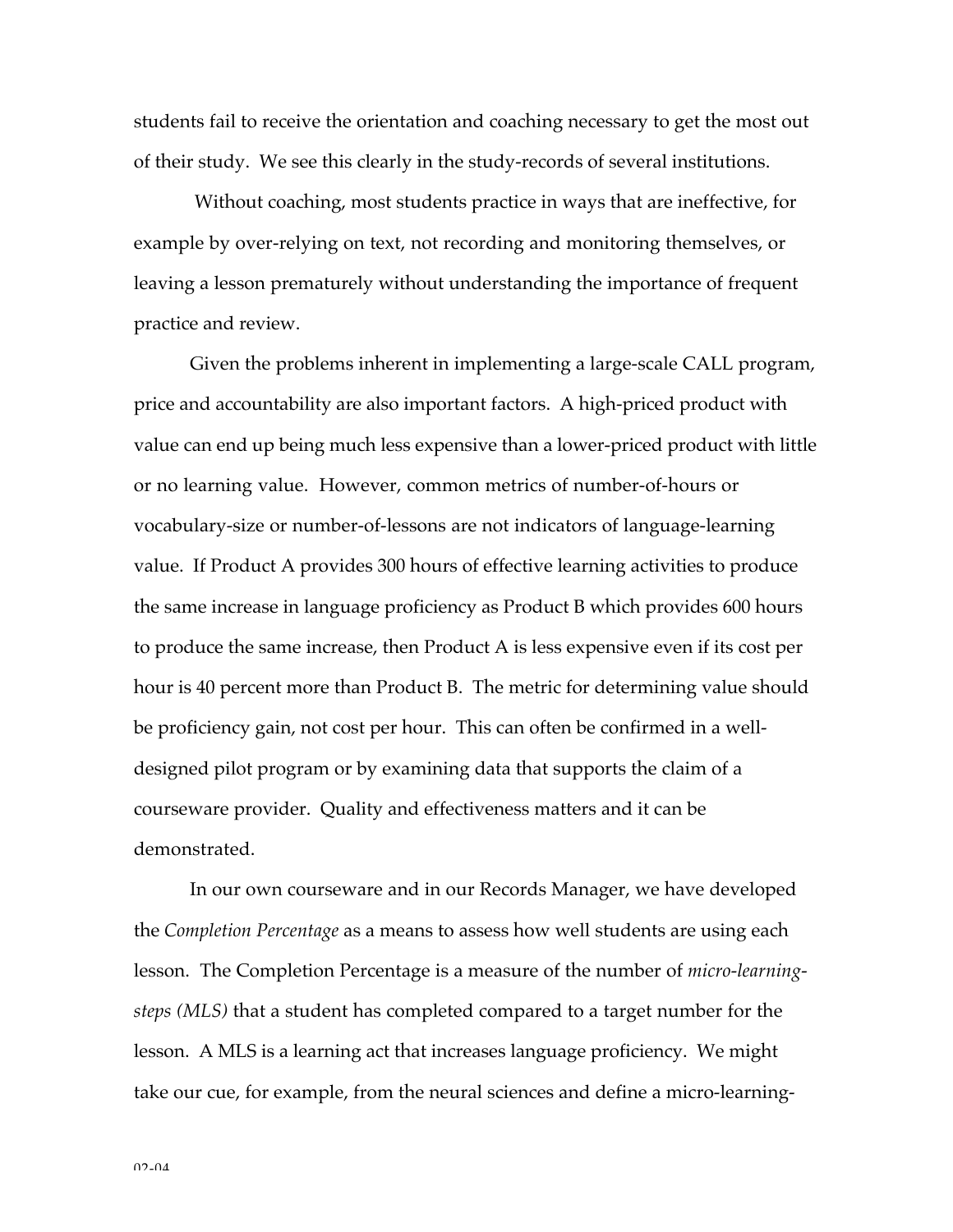students fail to receive the orientation and coaching necessary to get the most out of their study. We see this clearly in the study-records of several institutions.

Without coaching, most students practice in ways that are ineffective, for example by over-relying on text, not recording and monitoring themselves, or leaving a lesson prematurely without understanding the importance of frequent practice and review.

Given the problems inherent in implementing a large-scale CALL program, price and accountability are also important factors. A high-priced product with value can end up being much less expensive than a lower-priced product with little or no learning value. However, common metrics of number-of-hours or vocabulary-size or number-of-lessons are not indicators of language-learning value. If Product A provides 300 hours of effective learning activities to produce the same increase in language proficiency as Product B which provides 600 hours to produce the same increase, then Product A is less expensive even if its cost per hour is 40 percent more than Product B. The metric for determining value should be proficiency gain, not cost per hour. This can often be confirmed in a well-designed pilot program or by examining data that supports the claim of a courseware provider. Quality and effectiveness matters and it can be demonstrated.

In our own courseware and in our Records Manager, we have developed the *Completion Percentage* as a means to assess how well students are using each lesson. The Completion Percentage is a measure of the number of *micro-learning-steps (MLS)* that a student has completed compared to a target number for the lesson. A MLS is a learning act that increases language proficiency. We might take our cue, for example, from the neural sciences and define a micro-learning-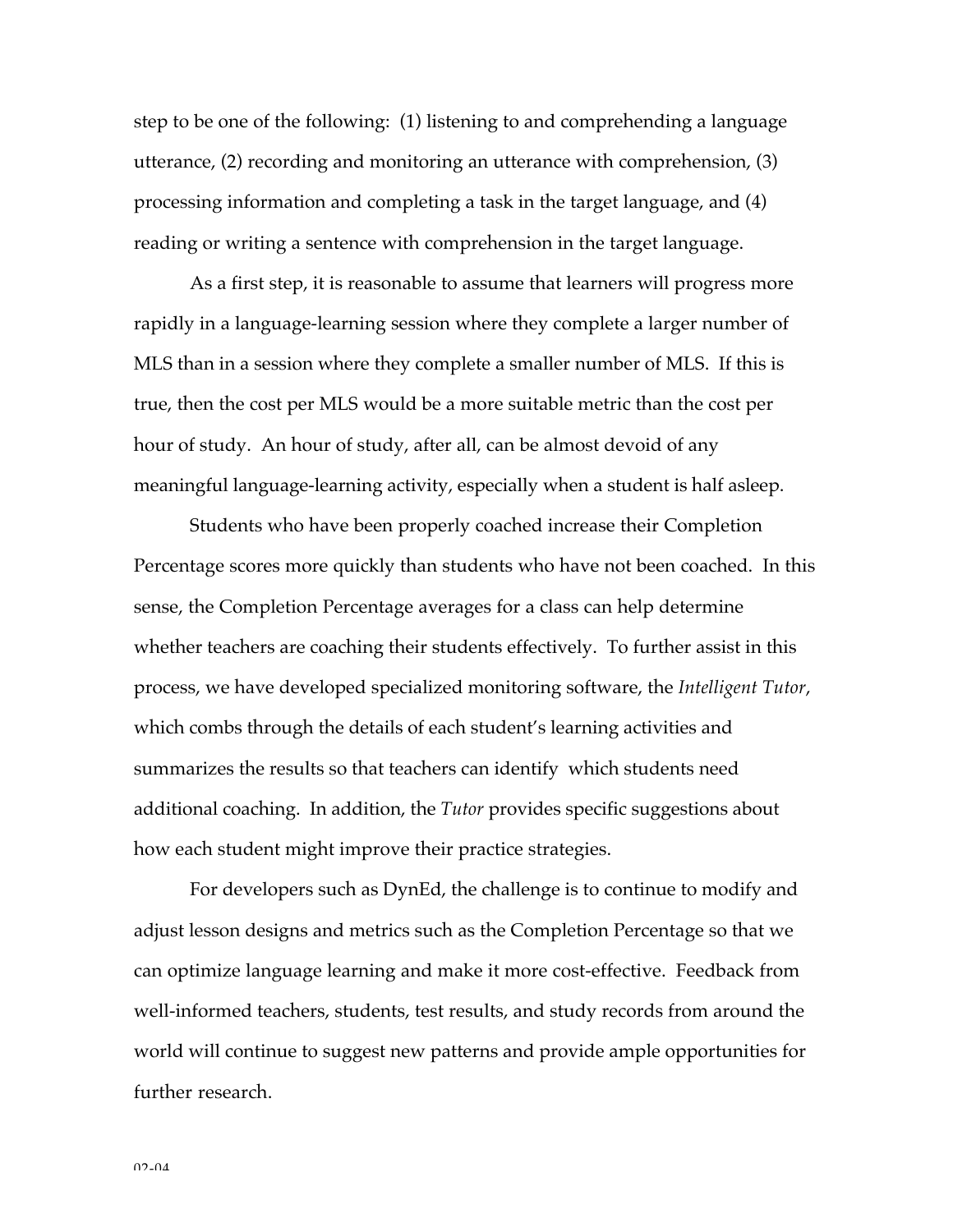step to be one of the following: (1) listening to and comprehending a language utterance, (2) recording and monitoring an utterance with comprehension, (3) processing information and completing a task in the target language, and (4) reading or writing a sentence with comprehension in the target language.

As a first step, it is reasonable to assume that learners will progress more rapidly in a language-learning session where they complete a larger number of MLS than in a session where they complete a smaller number of MLS. If this is true, then the cost per MLS would be a more suitable metric than the cost per hour of study. An hour of study, after all, can be almost devoid of any meaningful language-learning activity, especially when a student is half asleep.

Students who have been properly coached increase their Completion Percentage scores more quickly than students who have not been coached. In this sense, the Completion Percentage averages for a class can help determine whether teachers are coaching their students effectively. To further assist in this process, we have developed specialized monitoring software, the *Intelligent Tutor*, which combs through the details of each student's learning activities and summarizes the results so that teachers can identify which students need additional coaching. In addition, the *Tutor* provides specific suggestions about how each student might improve their practice strategies.

For developers such as DynEd, the challenge is to continue to modify and adjust lesson designs and metrics such as the Completion Percentage so that we can optimize language learning and make it more cost-effective. Feedback from well-informed teachers, students, test results, and study records from around the world will continue to suggest new patterns and provide ample opportunities for further research.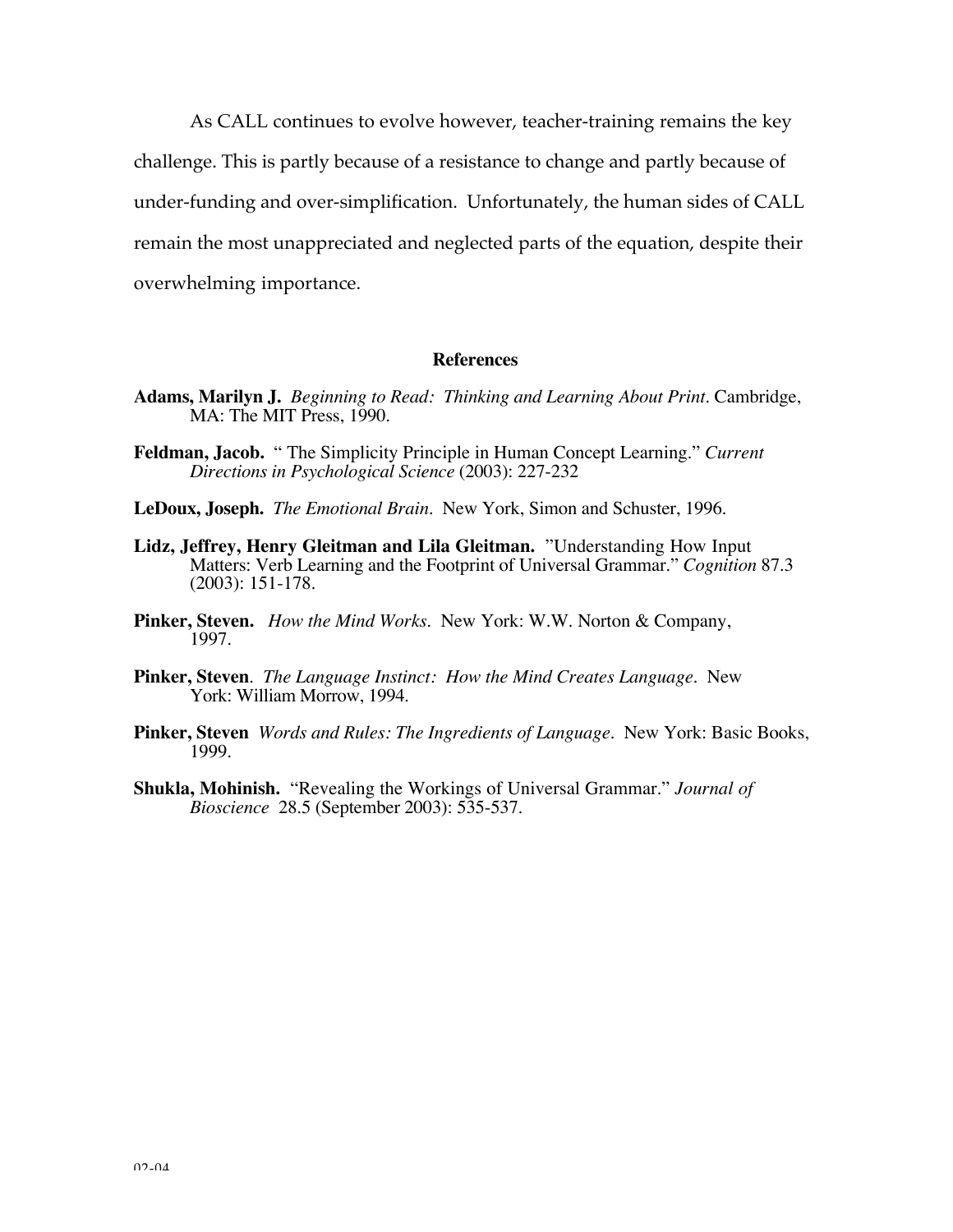As CALL continues to evolve however, teacher-training remains the key challenge. This is partly because of a resistance to change and partly because of under-funding and over-simplification. Unfortunately, the human sides of CALL remain the most unappreciated and neglected parts of the equation, despite their overwhelming importance.

## References

**Adams, Marilyn J.** *Beginning to Read: Thinking and Learning About Print*. Cambridge, MA: The MIT Press, 1990.

**Feldman, Jacob.** " The Simplicity Principle in Human Concept Learning." *Current Directions in Psychological Science* (2003): 227-232

**LeDoux, Joseph.** *The Emotional Brain*. New York, Simon and Schuster, 1996.

**Lidz, Jeffrey, Henry Gleitman and Lila Gleitman.** "Understanding How Input Matters: Verb Learning and the Footprint of Universal Grammar." *Cognition* 87.3 (2003): 151-178.

**Pinker, Steven.** *How the Mind Works*. New York: W.W. Norton & Company, 1997.

**Pinker, Steven**. *The Language Instinct: How the Mind Creates Language*. New York: William Morrow, 1994.

**Pinker, Steven** *Words and Rules: The Ingredients of Language*. New York: Basic Books, 1999.

**Shukla, Mohinish.** "Revealing the Workings of Universal Grammar." *Journal of Bioscience* 28.5 (September 2003): 535-537.